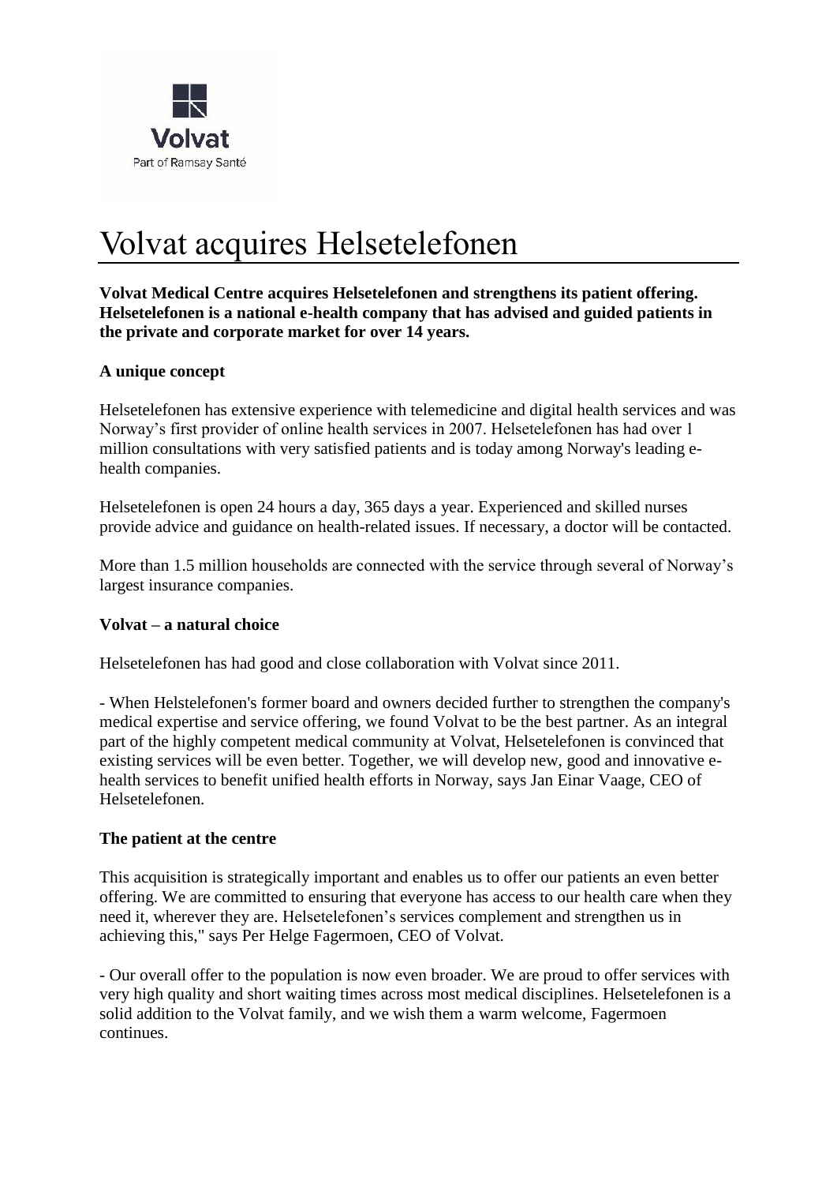Volvat

Part of Ramsay Santé

# Volvat acquires Helsetelefonen

**Volvat Medical Centre acquires Helsetelefonen and strengthens its patient offering. Helsetelefonen is a national e-health company that has advised and guided patients in the private and corporate market for over 14 years.**

**A unique concept**

Helsetelefonen has extensive experience with telemedicine and digital health services and was Norway's first provider of online health services in 2007. Helsetelefonen has had over 1 million consultations with very satisfied patients and is today among Norway's leading e-health companies.

Helsetelefonen is open 24 hours a day, 365 days a year. Experienced and skilled nurses provide advice and guidance on health-related issues. If necessary, a doctor will be contacted.

More than 1.5 million households are connected with the service through several of Norway's largest insurance companies.

**Volvat – a natural choice**

Helsetelefonen has had good and close collaboration with Volvat since 2011.

- When Helstelefonen's former board and owners decided further to strengthen the company's medical expertise and service offering, we found Volvat to be the best partner. As an integral part of the highly competent medical community at Volvat, Helsetelefonen is convinced that existing services will be even better. Together, we will develop new, good and innovative e-health services to benefit unified health efforts in Norway, says Jan Einar Vaage, CEO of Helsetelefonen.

**The patient at the centre**

This acquisition is strategically important and enables us to offer our patients an even better offering. We are committed to ensuring that everyone has access to our health care when they need it, wherever they are. Helsetelefonen's services complement and strengthen us in achieving this," says Per Helge Fagermoen, CEO of Volvat.

- Our overall offer to the population is now even broader. We are proud to offer services with very high quality and short waiting times across most medical disciplines. Helsetelefonen is a solid addition to the Volvat family, and we wish them a warm welcome, Fagermoen continues.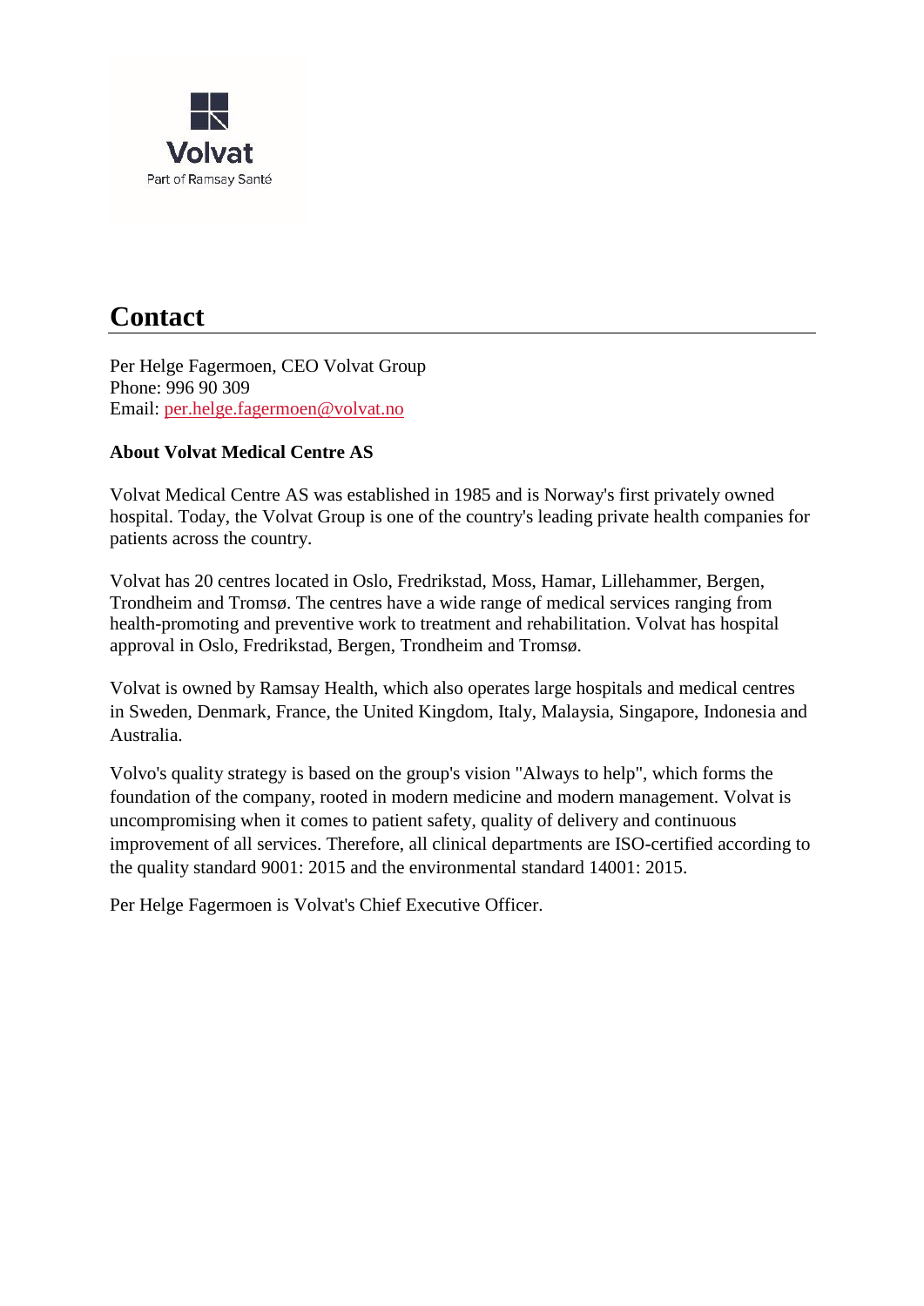# Contact

Per Helge Fagermoen, CEO Volvat Group
Phone: 996 90 309
Email: per.helge.fagermoen@volvat.no

**About Volvat Medical Centre AS**

Volvat Medical Centre AS was established in 1985 and is Norway's first privately owned hospital. Today, the Volvat Group is one of the country's leading private health companies for patients across the country.

Volvat has 20 centres located in Oslo, Fredrikstad, Moss, Hamar, Lillehammer, Bergen, Trondheim and Tromsø. The centres have a wide range of medical services ranging from health-promoting and preventive work to treatment and rehabilitation. Volvat has hospital approval in Oslo, Fredrikstad, Bergen, Trondheim and Tromsø.

Volvat is owned by Ramsay Health, which also operates large hospitals and medical centres in Sweden, Denmark, France, the United Kingdom, Italy, Malaysia, Singapore, Indonesia and Australia.

Volvo's quality strategy is based on the group's vision "Always to help", which forms the foundation of the company, rooted in modern medicine and modern management. Volvat is uncompromising when it comes to patient safety, quality of delivery and continuous improvement of all services. Therefore, all clinical departments are ISO-certified according to the quality standard 9001: 2015 and the environmental standard 14001: 2015.

Per Helge Fagermoen is Volvat's Chief Executive Officer.